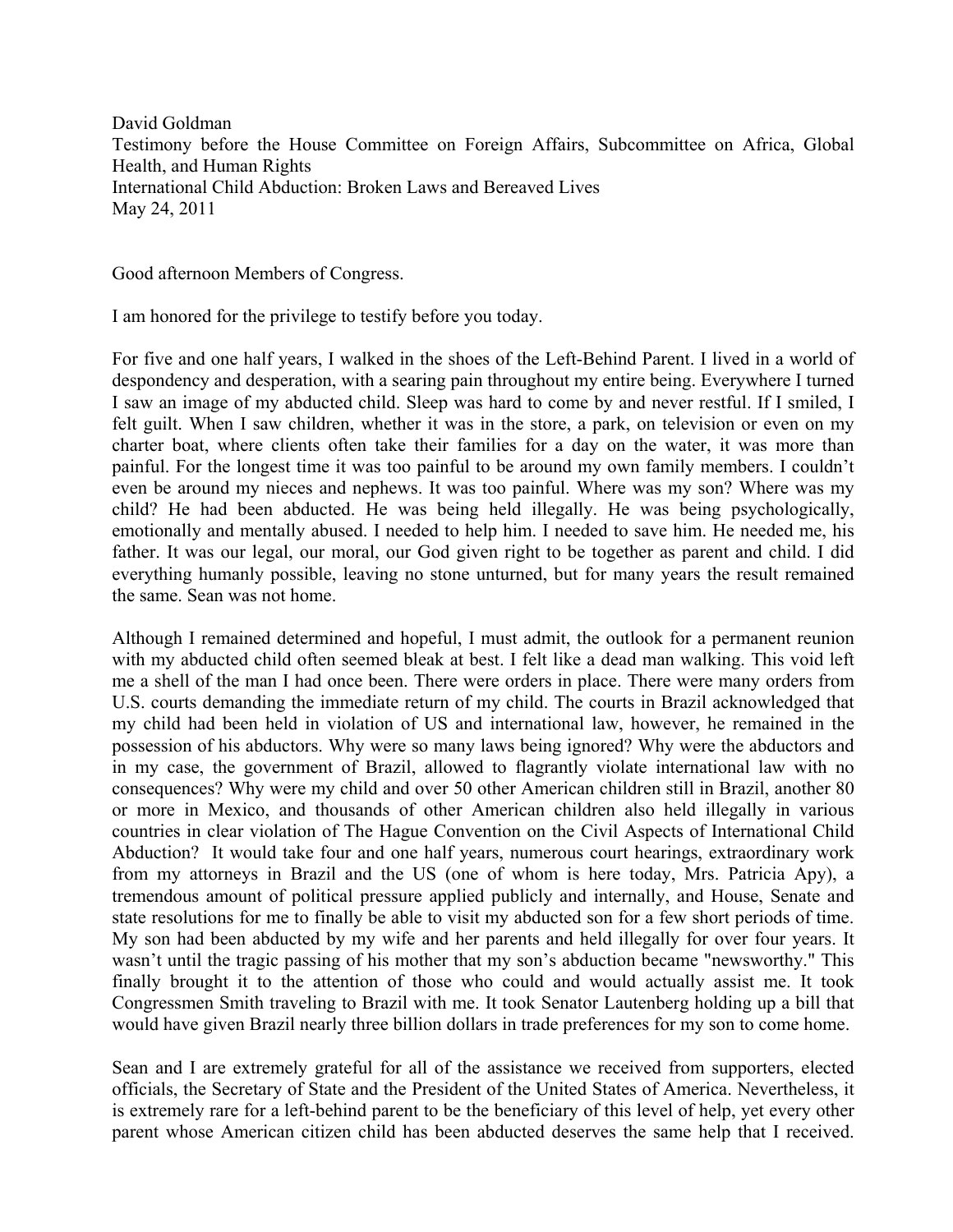David Goldman
Testimony before the House Committee on Foreign Affairs, Subcommittee on Africa, Global Health, and Human Rights
International Child Abduction: Broken Laws and Bereaved Lives
May 24, 2011

Good afternoon Members of Congress.

I am honored for the privilege to testify before you today.

For five and one half years, I walked in the shoes of the Left-Behind Parent. I lived in a world of despondency and desperation, with a searing pain throughout my entire being. Everywhere I turned I saw an image of my abducted child. Sleep was hard to come by and never restful. If I smiled, I felt guilt. When I saw children, whether it was in the store, a park, on television or even on my charter boat, where clients often take their families for a day on the water, it was more than painful. For the longest time it was too painful to be around my own family members. I couldn't even be around my nieces and nephews. It was too painful. Where was my son? Where was my child? He had been abducted. He was being held illegally. He was being psychologically, emotionally and mentally abused. I needed to help him. I needed to save him. He needed me, his father. It was our legal, our moral, our God given right to be together as parent and child. I did everything humanly possible, leaving no stone unturned, but for many years the result remained the same. Sean was not home.

Although I remained determined and hopeful, I must admit, the outlook for a permanent reunion with my abducted child often seemed bleak at best. I felt like a dead man walking. This void left me a shell of the man I had once been. There were orders in place. There were many orders from U.S. courts demanding the immediate return of my child. The courts in Brazil acknowledged that my child had been held in violation of US and international law, however, he remained in the possession of his abductors. Why were so many laws being ignored? Why were the abductors and in my case, the government of Brazil, allowed to flagrantly violate international law with no consequences? Why were my child and over 50 other American children still in Brazil, another 80 or more in Mexico, and thousands of other American children also held illegally in various countries in clear violation of The Hague Convention on the Civil Aspects of International Child Abduction? It would take four and one half years, numerous court hearings, extraordinary work from my attorneys in Brazil and the US (one of whom is here today, Mrs. Patricia Apy), a tremendous amount of political pressure applied publicly and internally, and House, Senate and state resolutions for me to finally be able to visit my abducted son for a few short periods of time. My son had been abducted by my wife and her parents and held illegally for over four years. It wasn't until the tragic passing of his mother that my son's abduction became "newsworthy." This finally brought it to the attention of those who could and would actually assist me. It took Congressmen Smith traveling to Brazil with me. It took Senator Lautenberg holding up a bill that would have given Brazil nearly three billion dollars in trade preferences for my son to come home.

Sean and I are extremely grateful for all of the assistance we received from supporters, elected officials, the Secretary of State and the President of the United States of America. Nevertheless, it is extremely rare for a left-behind parent to be the beneficiary of this level of help, yet every other parent whose American citizen child has been abducted deserves the same help that I received.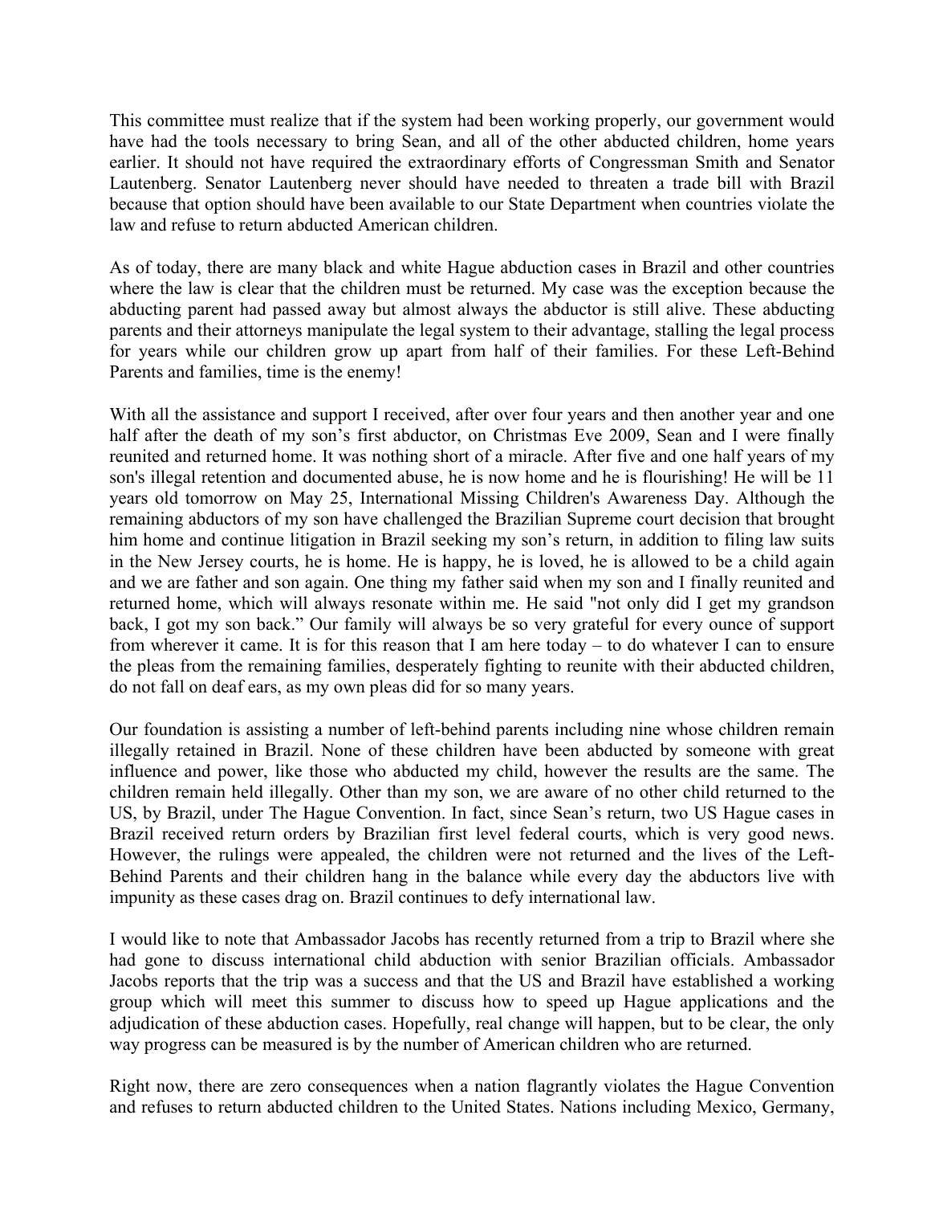This committee must realize that if the system had been working properly, our government would have had the tools necessary to bring Sean, and all of the other abducted children, home years earlier. It should not have required the extraordinary efforts of Congressman Smith and Senator Lautenberg. Senator Lautenberg never should have needed to threaten a trade bill with Brazil because that option should have been available to our State Department when countries violate the law and refuse to return abducted American children.

As of today, there are many black and white Hague abduction cases in Brazil and other countries where the law is clear that the children must be returned. My case was the exception because the abducting parent had passed away but almost always the abductor is still alive. These abducting parents and their attorneys manipulate the legal system to their advantage, stalling the legal process for years while our children grow up apart from half of their families. For these Left-Behind Parents and families, time is the enemy!

With all the assistance and support I received, after over four years and then another year and one half after the death of my son's first abductor, on Christmas Eve 2009, Sean and I were finally reunited and returned home. It was nothing short of a miracle. After five and one half years of my son's illegal retention and documented abuse, he is now home and he is flourishing! He will be 11 years old tomorrow on May 25, International Missing Children's Awareness Day. Although the remaining abductors of my son have challenged the Brazilian Supreme court decision that brought him home and continue litigation in Brazil seeking my son's return, in addition to filing law suits in the New Jersey courts, he is home. He is happy, he is loved, he is allowed to be a child again and we are father and son again. One thing my father said when my son and I finally reunited and returned home, which will always resonate within me. He said "not only did I get my grandson back, I got my son back." Our family will always be so very grateful for every ounce of support from wherever it came. It is for this reason that I am here today – to do whatever I can to ensure the pleas from the remaining families, desperately fighting to reunite with their abducted children, do not fall on deaf ears, as my own pleas did for so many years.

Our foundation is assisting a number of left-behind parents including nine whose children remain illegally retained in Brazil. None of these children have been abducted by someone with great influence and power, like those who abducted my child, however the results are the same. The children remain held illegally. Other than my son, we are aware of no other child returned to the US, by Brazil, under The Hague Convention. In fact, since Sean's return, two US Hague cases in Brazil received return orders by Brazilian first level federal courts, which is very good news. However, the rulings were appealed, the children were not returned and the lives of the Left-Behind Parents and their children hang in the balance while every day the abductors live with impunity as these cases drag on. Brazil continues to defy international law.

I would like to note that Ambassador Jacobs has recently returned from a trip to Brazil where she had gone to discuss international child abduction with senior Brazilian officials. Ambassador Jacobs reports that the trip was a success and that the US and Brazil have established a working group which will meet this summer to discuss how to speed up Hague applications and the adjudication of these abduction cases. Hopefully, real change will happen, but to be clear, the only way progress can be measured is by the number of American children who are returned.

Right now, there are zero consequences when a nation flagrantly violates the Hague Convention and refuses to return abducted children to the United States. Nations including Mexico, Germany,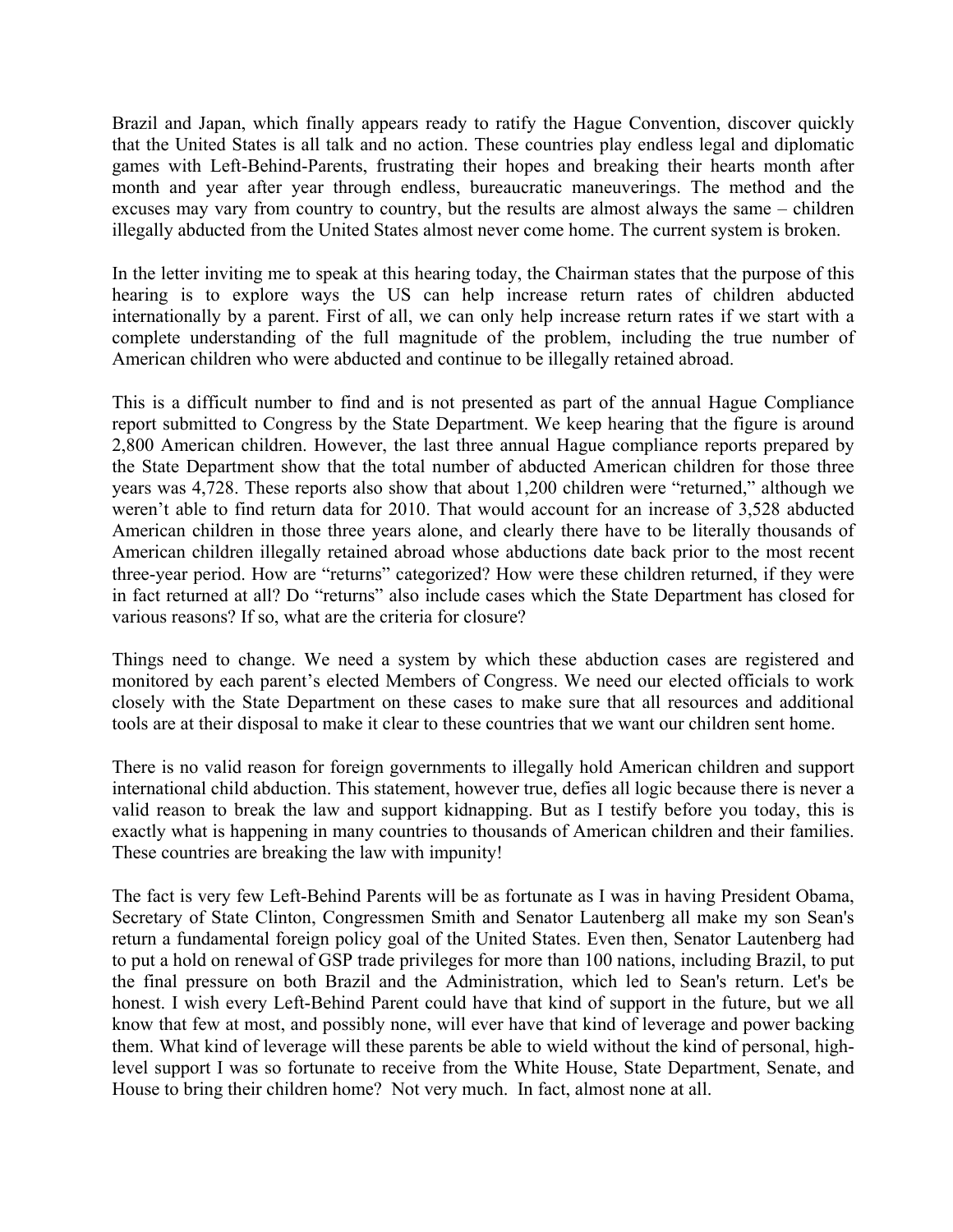Brazil and Japan, which finally appears ready to ratify the Hague Convention, discover quickly that the United States is all talk and no action. These countries play endless legal and diplomatic games with Left-Behind-Parents, frustrating their hopes and breaking their hearts month after month and year after year through endless, bureaucratic maneuverings. The method and the excuses may vary from country to country, but the results are almost always the same – children illegally abducted from the United States almost never come home. The current system is broken.

In the letter inviting me to speak at this hearing today, the Chairman states that the purpose of this hearing is to explore ways the US can help increase return rates of children abducted internationally by a parent. First of all, we can only help increase return rates if we start with a complete understanding of the full magnitude of the problem, including the true number of American children who were abducted and continue to be illegally retained abroad.

This is a difficult number to find and is not presented as part of the annual Hague Compliance report submitted to Congress by the State Department. We keep hearing that the figure is around 2,800 American children. However, the last three annual Hague compliance reports prepared by the State Department show that the total number of abducted American children for those three years was 4,728. These reports also show that about 1,200 children were "returned," although we weren't able to find return data for 2010. That would account for an increase of 3,528 abducted American children in those three years alone, and clearly there have to be literally thousands of American children illegally retained abroad whose abductions date back prior to the most recent three-year period. How are "returns" categorized? How were these children returned, if they were in fact returned at all? Do "returns" also include cases which the State Department has closed for various reasons? If so, what are the criteria for closure?

Things need to change. We need a system by which these abduction cases are registered and monitored by each parent's elected Members of Congress. We need our elected officials to work closely with the State Department on these cases to make sure that all resources and additional tools are at their disposal to make it clear to these countries that we want our children sent home.

There is no valid reason for foreign governments to illegally hold American children and support international child abduction. This statement, however true, defies all logic because there is never a valid reason to break the law and support kidnapping. But as I testify before you today, this is exactly what is happening in many countries to thousands of American children and their families. These countries are breaking the law with impunity!

The fact is very few Left-Behind Parents will be as fortunate as I was in having President Obama, Secretary of State Clinton, Congressmen Smith and Senator Lautenberg all make my son Sean's return a fundamental foreign policy goal of the United States. Even then, Senator Lautenberg had to put a hold on renewal of GSP trade privileges for more than 100 nations, including Brazil, to put the final pressure on both Brazil and the Administration, which led to Sean's return. Let's be honest. I wish every Left-Behind Parent could have that kind of support in the future, but we all know that few at most, and possibly none, will ever have that kind of leverage and power backing them. What kind of leverage will these parents be able to wield without the kind of personal, high-level support I was so fortunate to receive from the White House, State Department, Senate, and House to bring their children home? Not very much. In fact, almost none at all.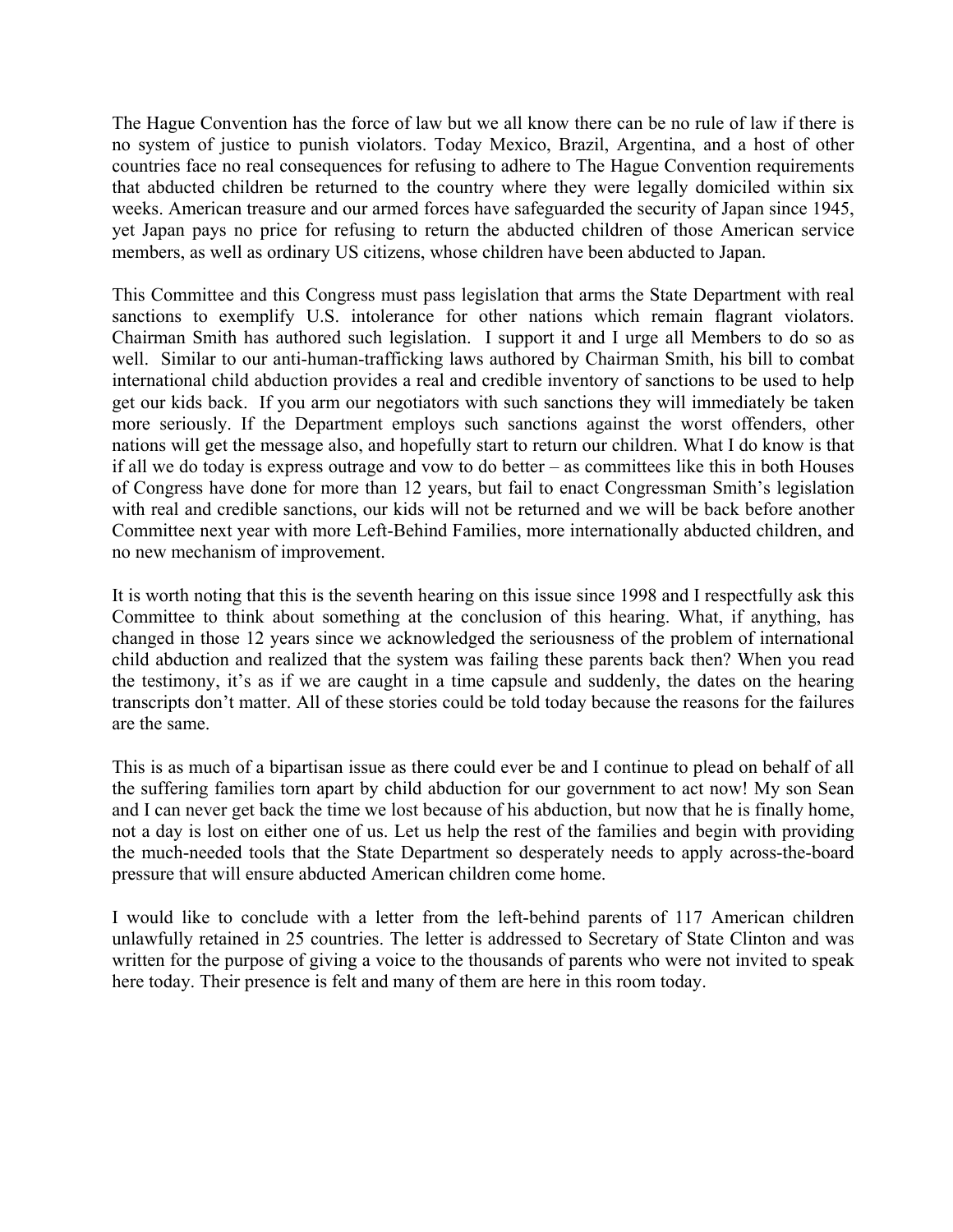The Hague Convention has the force of law but we all know there can be no rule of law if there is no system of justice to punish violators. Today Mexico, Brazil, Argentina, and a host of other countries face no real consequences for refusing to adhere to The Hague Convention requirements that abducted children be returned to the country where they were legally domiciled within six weeks. American treasure and our armed forces have safeguarded the security of Japan since 1945, yet Japan pays no price for refusing to return the abducted children of those American service members, as well as ordinary US citizens, whose children have been abducted to Japan.

This Committee and this Congress must pass legislation that arms the State Department with real sanctions to exemplify U.S. intolerance for other nations which remain flagrant violators. Chairman Smith has authored such legislation. I support it and I urge all Members to do so as well. Similar to our anti-human-trafficking laws authored by Chairman Smith, his bill to combat international child abduction provides a real and credible inventory of sanctions to be used to help get our kids back. If you arm our negotiators with such sanctions they will immediately be taken more seriously. If the Department employs such sanctions against the worst offenders, other nations will get the message also, and hopefully start to return our children. What I do know is that if all we do today is express outrage and vow to do better – as committees like this in both Houses of Congress have done for more than 12 years, but fail to enact Congressman Smith's legislation with real and credible sanctions, our kids will not be returned and we will be back before another Committee next year with more Left-Behind Families, more internationally abducted children, and no new mechanism of improvement.

It is worth noting that this is the seventh hearing on this issue since 1998 and I respectfully ask this Committee to think about something at the conclusion of this hearing. What, if anything, has changed in those 12 years since we acknowledged the seriousness of the problem of international child abduction and realized that the system was failing these parents back then? When you read the testimony, it's as if we are caught in a time capsule and suddenly, the dates on the hearing transcripts don't matter. All of these stories could be told today because the reasons for the failures are the same.

This is as much of a bipartisan issue as there could ever be and I continue to plead on behalf of all the suffering families torn apart by child abduction for our government to act now! My son Sean and I can never get back the time we lost because of his abduction, but now that he is finally home, not a day is lost on either one of us. Let us help the rest of the families and begin with providing the much-needed tools that the State Department so desperately needs to apply across-the-board pressure that will ensure abducted American children come home.

I would like to conclude with a letter from the left-behind parents of 117 American children unlawfully retained in 25 countries. The letter is addressed to Secretary of State Clinton and was written for the purpose of giving a voice to the thousands of parents who were not invited to speak here today. Their presence is felt and many of them are here in this room today.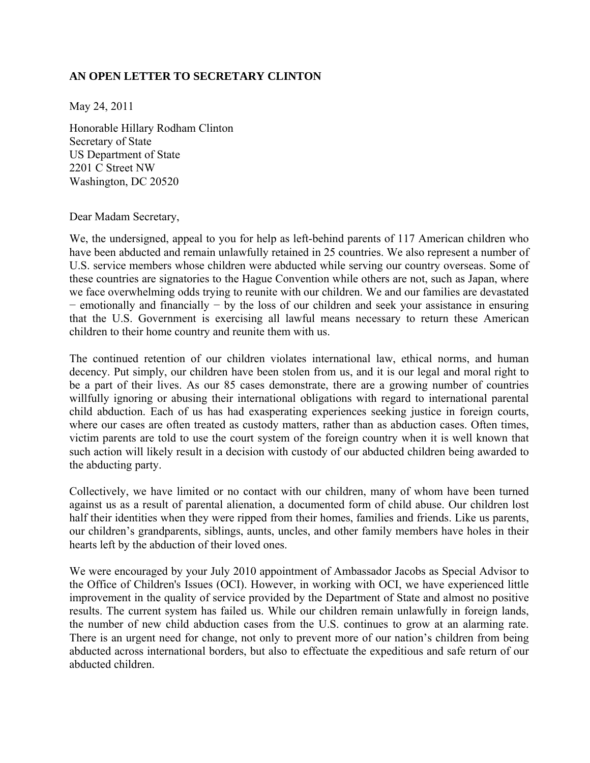**AN OPEN LETTER TO SECRETARY CLINTON**

May 24, 2011

Honorable Hillary Rodham Clinton
Secretary of State
US Department of State
2201 C Street NW
Washington, DC 20520

Dear Madam Secretary,

We, the undersigned, appeal to you for help as left-behind parents of 117 American children who have been abducted and remain unlawfully retained in 25 countries. We also represent a number of U.S. service members whose children were abducted while serving our country overseas. Some of these countries are signatories to the Hague Convention while others are not, such as Japan, where we face overwhelming odds trying to reunite with our children. We and our families are devastated − emotionally and financially − by the loss of our children and seek your assistance in ensuring that the U.S. Government is exercising all lawful means necessary to return these American children to their home country and reunite them with us.

The continued retention of our children violates international law, ethical norms, and human decency. Put simply, our children have been stolen from us, and it is our legal and moral right to be a part of their lives. As our 85 cases demonstrate, there are a growing number of countries willfully ignoring or abusing their international obligations with regard to international parental child abduction. Each of us has had exasperating experiences seeking justice in foreign courts, where our cases are often treated as custody matters, rather than as abduction cases. Often times, victim parents are told to use the court system of the foreign country when it is well known that such action will likely result in a decision with custody of our abducted children being awarded to the abducting party.

Collectively, we have limited or no contact with our children, many of whom have been turned against us as a result of parental alienation, a documented form of child abuse. Our children lost half their identities when they were ripped from their homes, families and friends. Like us parents, our children's grandparents, siblings, aunts, uncles, and other family members have holes in their hearts left by the abduction of their loved ones.

We were encouraged by your July 2010 appointment of Ambassador Jacobs as Special Advisor to the Office of Children's Issues (OCI). However, in working with OCI, we have experienced little improvement in the quality of service provided by the Department of State and almost no positive results. The current system has failed us. While our children remain unlawfully in foreign lands, the number of new child abduction cases from the U.S. continues to grow at an alarming rate. There is an urgent need for change, not only to prevent more of our nation's children from being abducted across international borders, but also to effectuate the expeditious and safe return of our abducted children.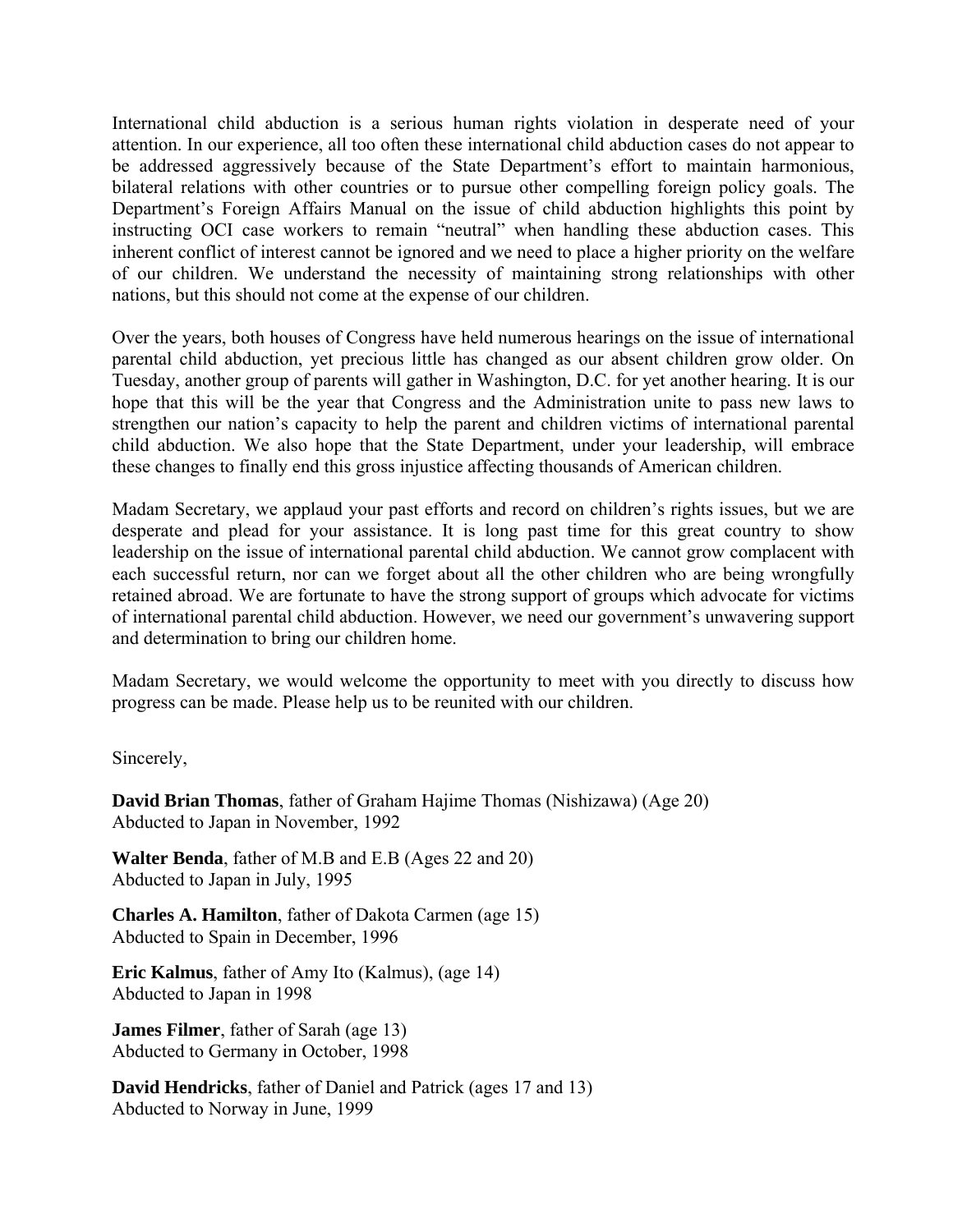International child abduction is a serious human rights violation in desperate need of your attention. In our experience, all too often these international child abduction cases do not appear to be addressed aggressively because of the State Department's effort to maintain harmonious, bilateral relations with other countries or to pursue other compelling foreign policy goals. The Department's Foreign Affairs Manual on the issue of child abduction highlights this point by instructing OCI case workers to remain "neutral" when handling these abduction cases. This inherent conflict of interest cannot be ignored and we need to place a higher priority on the welfare of our children. We understand the necessity of maintaining strong relationships with other nations, but this should not come at the expense of our children.

Over the years, both houses of Congress have held numerous hearings on the issue of international parental child abduction, yet precious little has changed as our absent children grow older. On Tuesday, another group of parents will gather in Washington, D.C. for yet another hearing. It is our hope that this will be the year that Congress and the Administration unite to pass new laws to strengthen our nation's capacity to help the parent and children victims of international parental child abduction. We also hope that the State Department, under your leadership, will embrace these changes to finally end this gross injustice affecting thousands of American children.

Madam Secretary, we applaud your past efforts and record on children's rights issues, but we are desperate and plead for your assistance. It is long past time for this great country to show leadership on the issue of international parental child abduction. We cannot grow complacent with each successful return, nor can we forget about all the other children who are being wrongfully retained abroad. We are fortunate to have the strong support of groups which advocate for victims of international parental child abduction. However, we need our government's unwavering support and determination to bring our children home.

Madam Secretary, we would welcome the opportunity to meet with you directly to discuss how progress can be made. Please help us to be reunited with our children.

Sincerely,

**David Brian Thomas**, father of Graham Hajime Thomas (Nishizawa) (Age 20)
Abducted to Japan in November, 1992

**Walter Benda**, father of M.B and E.B (Ages 22 and 20)
Abducted to Japan in July, 1995

**Charles A. Hamilton**, father of Dakota Carmen (age 15)
Abducted to Spain in December, 1996

**Eric Kalmus**, father of Amy Ito (Kalmus), (age 14)
Abducted to Japan in 1998

**James Filmer**, father of Sarah (age 13)
Abducted to Germany in October, 1998

**David Hendricks**, father of Daniel and Patrick (ages 17 and 13)
Abducted to Norway in June, 1999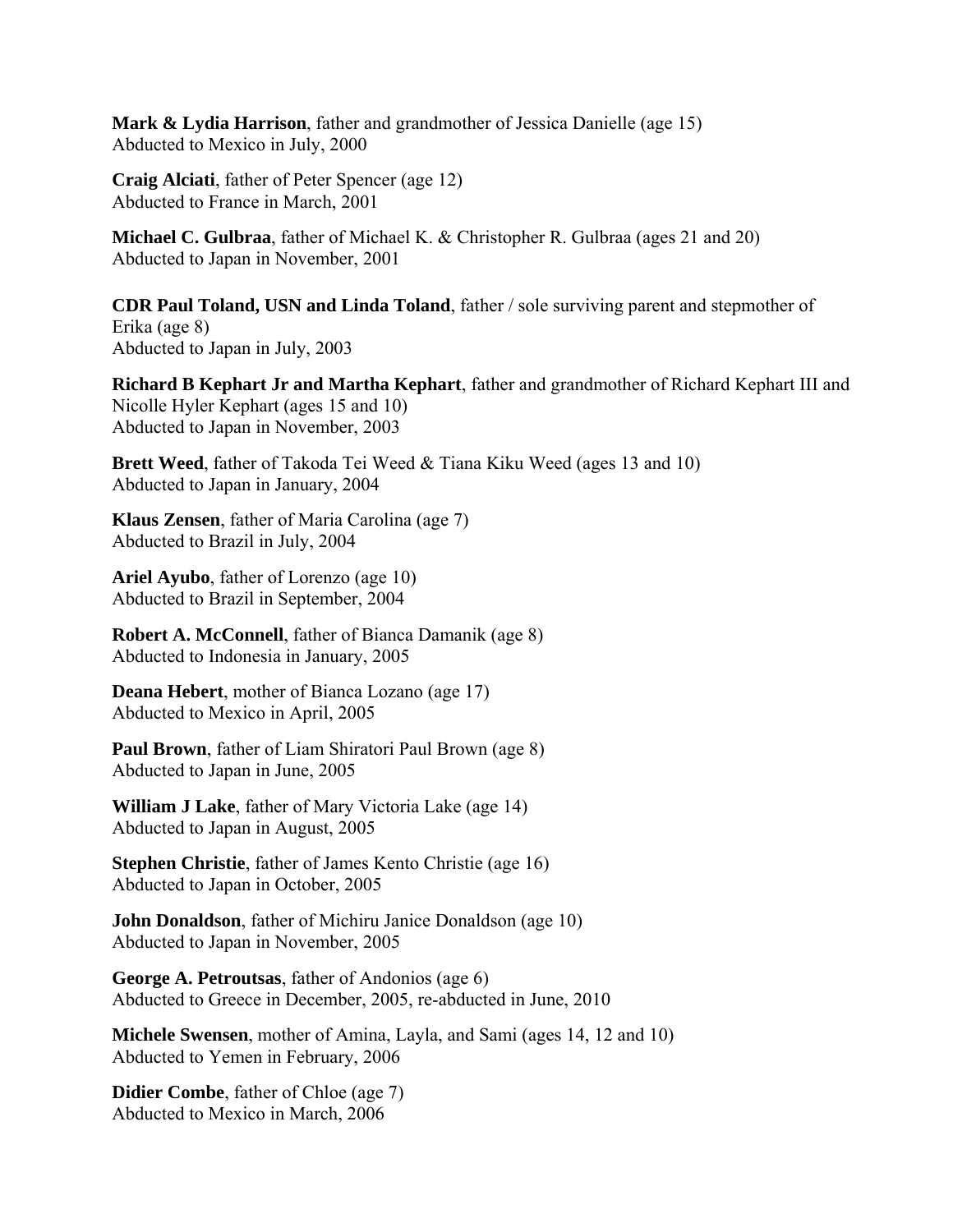**Mark & Lydia Harrison**, father and grandmother of Jessica Danielle (age 15)
Abducted to Mexico in July, 2000

**Craig Alciati**, father of Peter Spencer (age 12)
Abducted to France in March, 2001

**Michael C. Gulbraa**, father of Michael K. & Christopher R. Gulbraa (ages 21 and 20)
Abducted to Japan in November, 2001

**CDR Paul Toland, USN and Linda Toland**, father / sole surviving parent and stepmother of Erika (age 8)
Abducted to Japan in July, 2003

**Richard B Kephart Jr and Martha Kephart**, father and grandmother of Richard Kephart III and Nicolle Hyler Kephart (ages 15 and 10)
Abducted to Japan in November, 2003

**Brett Weed**, father of Takoda Tei Weed & Tiana Kiku Weed (ages 13 and 10)
Abducted to Japan in January, 2004

**Klaus Zensen**, father of Maria Carolina (age 7)
Abducted to Brazil in July, 2004

**Ariel Ayubo**, father of Lorenzo (age 10)
Abducted to Brazil in September, 2004

**Robert A. McConnell**, father of Bianca Damanik (age 8)
Abducted to Indonesia in January, 2005

**Deana Hebert**, mother of Bianca Lozano (age 17)
Abducted to Mexico in April, 2005

**Paul Brown**, father of Liam Shiratori Paul Brown (age 8)
Abducted to Japan in June, 2005

**William J Lake**, father of Mary Victoria Lake (age 14)
Abducted to Japan in August, 2005

**Stephen Christie**, father of James Kento Christie (age 16)
Abducted to Japan in October, 2005

**John Donaldson**, father of Michiru Janice Donaldson (age 10)
Abducted to Japan in November, 2005

**George A. Petroutsas**, father of Andonios (age 6)
Abducted to Greece in December, 2005, re-abducted in June, 2010

**Michele Swensen**, mother of Amina, Layla, and Sami (ages 14, 12 and 10)
Abducted to Yemen in February, 2006

**Didier Combe**, father of Chloe (age 7)
Abducted to Mexico in March, 2006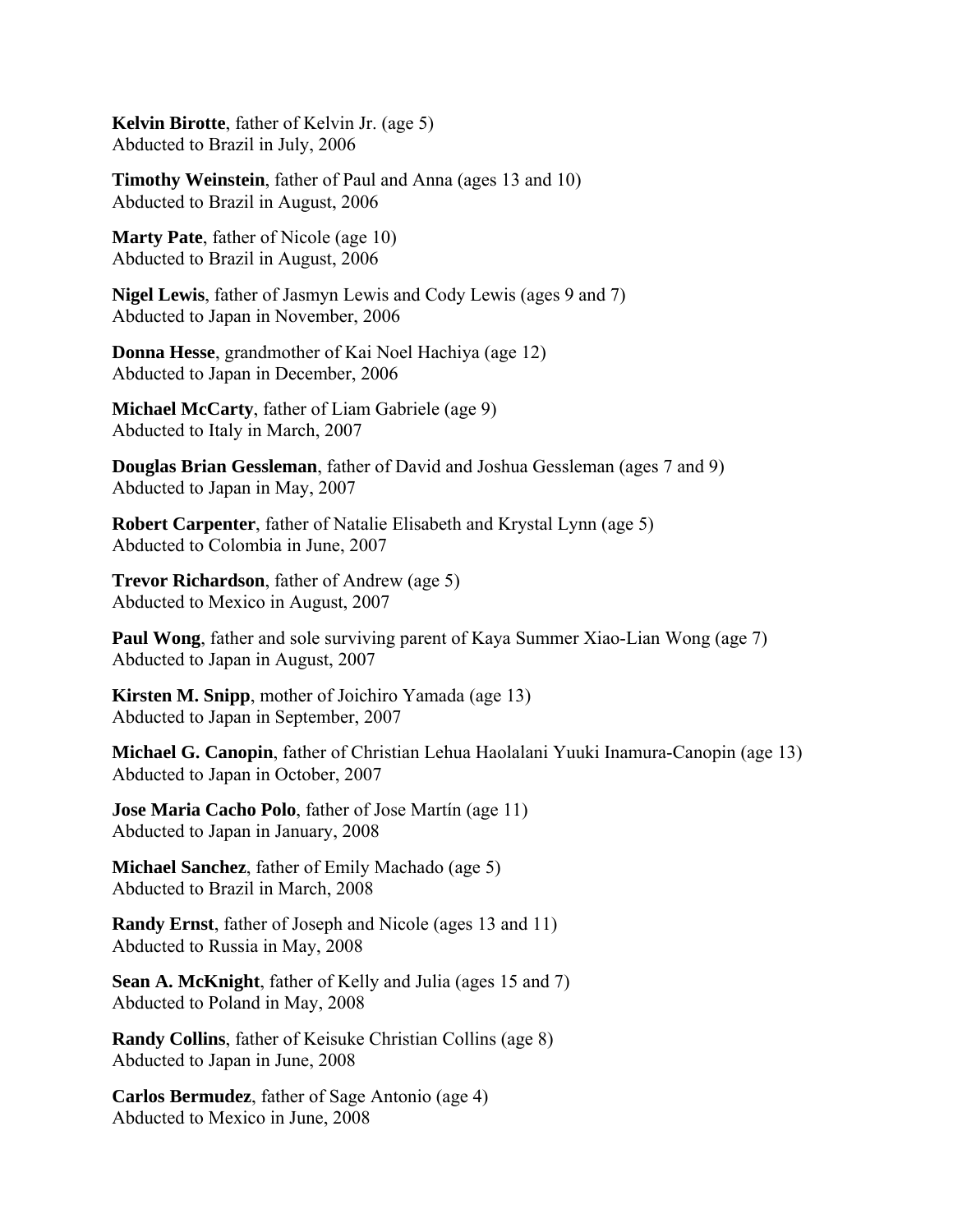**Kelvin Birotte**, father of Kelvin Jr. (age 5)
Abducted to Brazil in July, 2006

**Timothy Weinstein**, father of Paul and Anna (ages 13 and 10)
Abducted to Brazil in August, 2006

**Marty Pate**, father of Nicole (age 10)
Abducted to Brazil in August, 2006

**Nigel Lewis**, father of Jasmyn Lewis and Cody Lewis (ages 9 and 7)
Abducted to Japan in November, 2006

**Donna Hesse**, grandmother of Kai Noel Hachiya (age 12)
Abducted to Japan in December, 2006

**Michael McCarty**, father of Liam Gabriele (age 9)
Abducted to Italy in March, 2007

**Douglas Brian Gessleman**, father of David and Joshua Gessleman (ages 7 and 9)
Abducted to Japan in May, 2007

**Robert Carpenter**, father of Natalie Elisabeth and Krystal Lynn (age 5)
Abducted to Colombia in June, 2007

**Trevor Richardson**, father of Andrew (age 5)
Abducted to Mexico in August, 2007

**Paul Wong**, father and sole surviving parent of Kaya Summer Xiao-Lian Wong (age 7)
Abducted to Japan in August, 2007

**Kirsten M. Snipp**, mother of Joichiro Yamada (age 13)
Abducted to Japan in September, 2007

**Michael G. Canopin**, father of Christian Lehua Haolalani Yuuki Inamura-Canopin (age 13)
Abducted to Japan in October, 2007

**Jose Maria Cacho Polo**, father of Jose Martín (age 11)
Abducted to Japan in January, 2008

**Michael Sanchez**, father of Emily Machado (age 5)
Abducted to Brazil in March, 2008

**Randy Ernst**, father of Joseph and Nicole (ages 13 and 11)
Abducted to Russia in May, 2008

**Sean A. McKnight**, father of Kelly and Julia (ages 15 and 7)
Abducted to Poland in May, 2008

**Randy Collins**, father of Keisuke Christian Collins (age 8)
Abducted to Japan in June, 2008

**Carlos Bermudez**, father of Sage Antonio (age 4)
Abducted to Mexico in June, 2008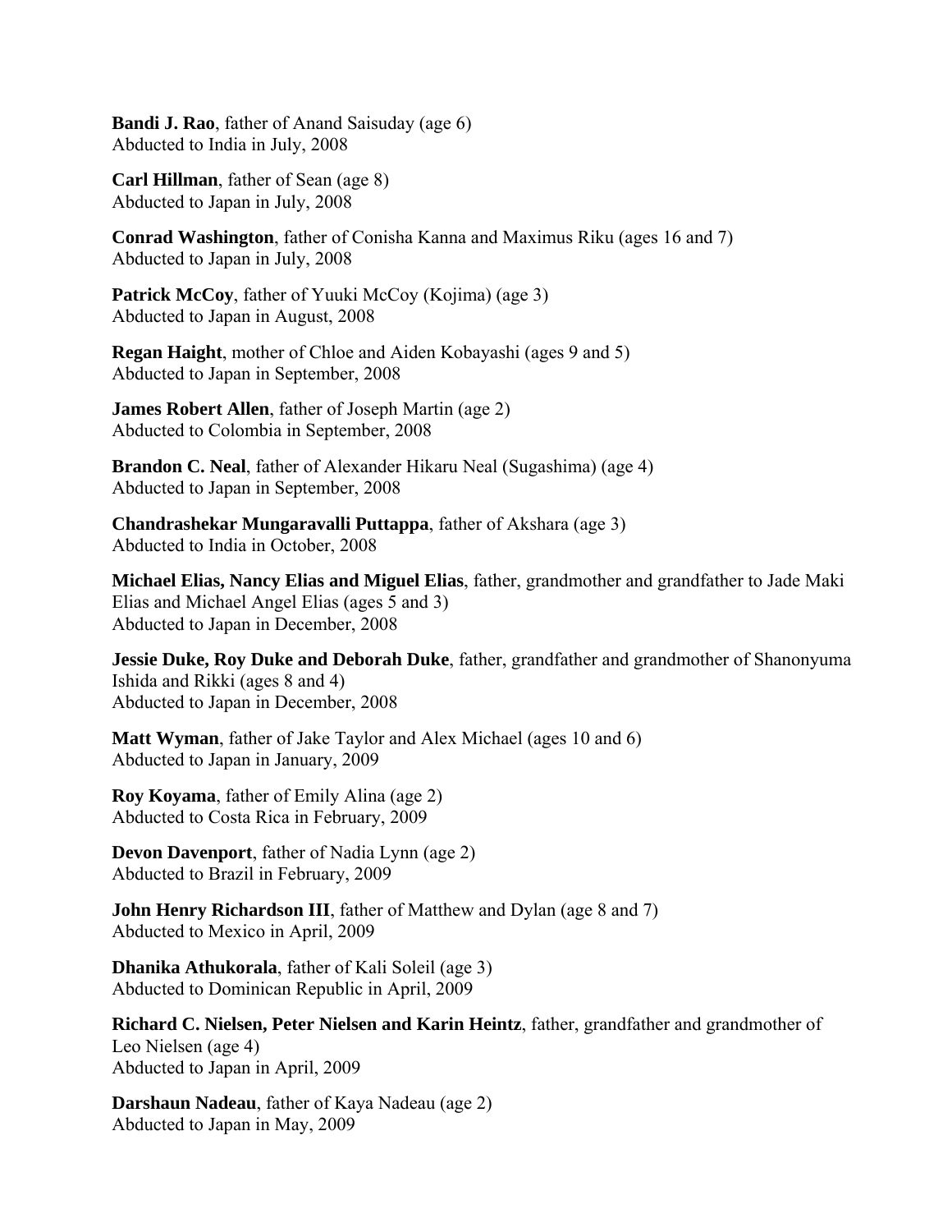**Bandi J. Rao**, father of Anand Saisuday (age 6)
Abducted to India in July, 2008

**Carl Hillman**, father of Sean (age 8)
Abducted to Japan in July, 2008

**Conrad Washington**, father of Conisha Kanna and Maximus Riku (ages 16 and 7)
Abducted to Japan in July, 2008

**Patrick McCoy**, father of Yuuki McCoy (Kojima) (age 3)
Abducted to Japan in August, 2008

**Regan Haight**, mother of Chloe and Aiden Kobayashi (ages 9 and 5)
Abducted to Japan in September, 2008

**James Robert Allen**, father of Joseph Martin (age 2)
Abducted to Colombia in September, 2008

**Brandon C. Neal**, father of Alexander Hikaru Neal (Sugashima) (age 4)
Abducted to Japan in September, 2008

**Chandrashekar Mungaravalli Puttappa**, father of Akshara (age 3)
Abducted to India in October, 2008

**Michael Elias, Nancy Elias and Miguel Elias**, father, grandmother and grandfather to Jade Maki Elias and Michael Angel Elias (ages 5 and 3)
Abducted to Japan in December, 2008

**Jessie Duke, Roy Duke and Deborah Duke**, father, grandfather and grandmother of Shanonyuma Ishida and Rikki (ages 8 and 4)
Abducted to Japan in December, 2008

**Matt Wyman**, father of Jake Taylor and Alex Michael (ages 10 and 6)
Abducted to Japan in January, 2009

**Roy Koyama**, father of Emily Alina (age 2)
Abducted to Costa Rica in February, 2009

**Devon Davenport**, father of Nadia Lynn (age 2)
Abducted to Brazil in February, 2009

**John Henry Richardson III**, father of Matthew and Dylan (age 8 and 7)
Abducted to Mexico in April, 2009

**Dhanika Athukorala**, father of Kali Soleil (age 3)
Abducted to Dominican Republic in April, 2009

**Richard C. Nielsen, Peter Nielsen and Karin Heintz**, father, grandfather and grandmother of Leo Nielsen (age 4)
Abducted to Japan in April, 2009

**Darshaun Nadeau**, father of Kaya Nadeau (age 2)
Abducted to Japan in May, 2009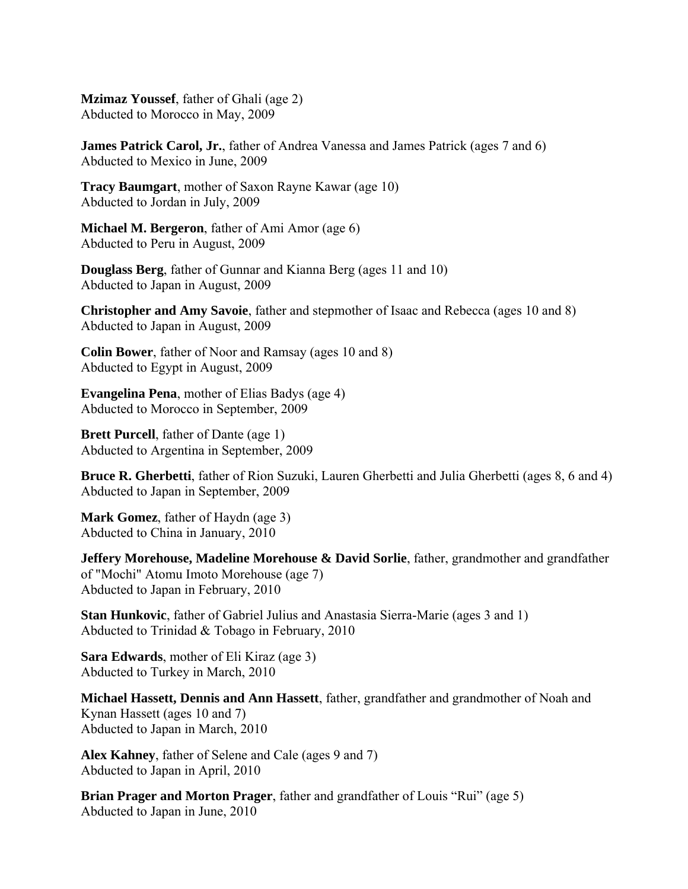**Mzimaz Youssef**, father of Ghali (age 2)
Abducted to Morocco in May, 2009

**James Patrick Carol, Jr.**, father of Andrea Vanessa and James Patrick (ages 7 and 6)
Abducted to Mexico in June, 2009

**Tracy Baumgart**, mother of Saxon Rayne Kawar (age 10)
Abducted to Jordan in July, 2009

**Michael M. Bergeron**, father of Ami Amor (age 6)
Abducted to Peru in August, 2009

**Douglass Berg**, father of Gunnar and Kianna Berg (ages 11 and 10)
Abducted to Japan in August, 2009

**Christopher and Amy Savoie**, father and stepmother of Isaac and Rebecca (ages 10 and 8)
Abducted to Japan in August, 2009

**Colin Bower**, father of Noor and Ramsay (ages 10 and 8)
Abducted to Egypt in August, 2009

**Evangelina Pena**, mother of Elias Badys (age 4)
Abducted to Morocco in September, 2009

**Brett Purcell**, father of Dante (age 1)
Abducted to Argentina in September, 2009

**Bruce R. Gherbetti**, father of Rion Suzuki, Lauren Gherbetti and Julia Gherbetti (ages 8, 6 and 4)
Abducted to Japan in September, 2009

**Mark Gomez**, father of Haydn (age 3)
Abducted to China in January, 2010

**Jeffery Morehouse, Madeline Morehouse & David Sorlie**, father, grandmother and grandfather of "Mochi" Atomu Imoto Morehouse (age 7)
Abducted to Japan in February, 2010

**Stan Hunkovic**, father of Gabriel Julius and Anastasia Sierra-Marie (ages 3 and 1)
Abducted to Trinidad & Tobago in February, 2010

**Sara Edwards**, mother of Eli Kiraz (age 3)
Abducted to Turkey in March, 2010

**Michael Hassett, Dennis and Ann Hassett**, father, grandfather and grandmother of Noah and Kynan Hassett (ages 10 and 7)
Abducted to Japan in March, 2010

**Alex Kahney**, father of Selene and Cale (ages 9 and 7)
Abducted to Japan in April, 2010

**Brian Prager and Morton Prager**, father and grandfather of Louis "Rui" (age 5)
Abducted to Japan in June, 2010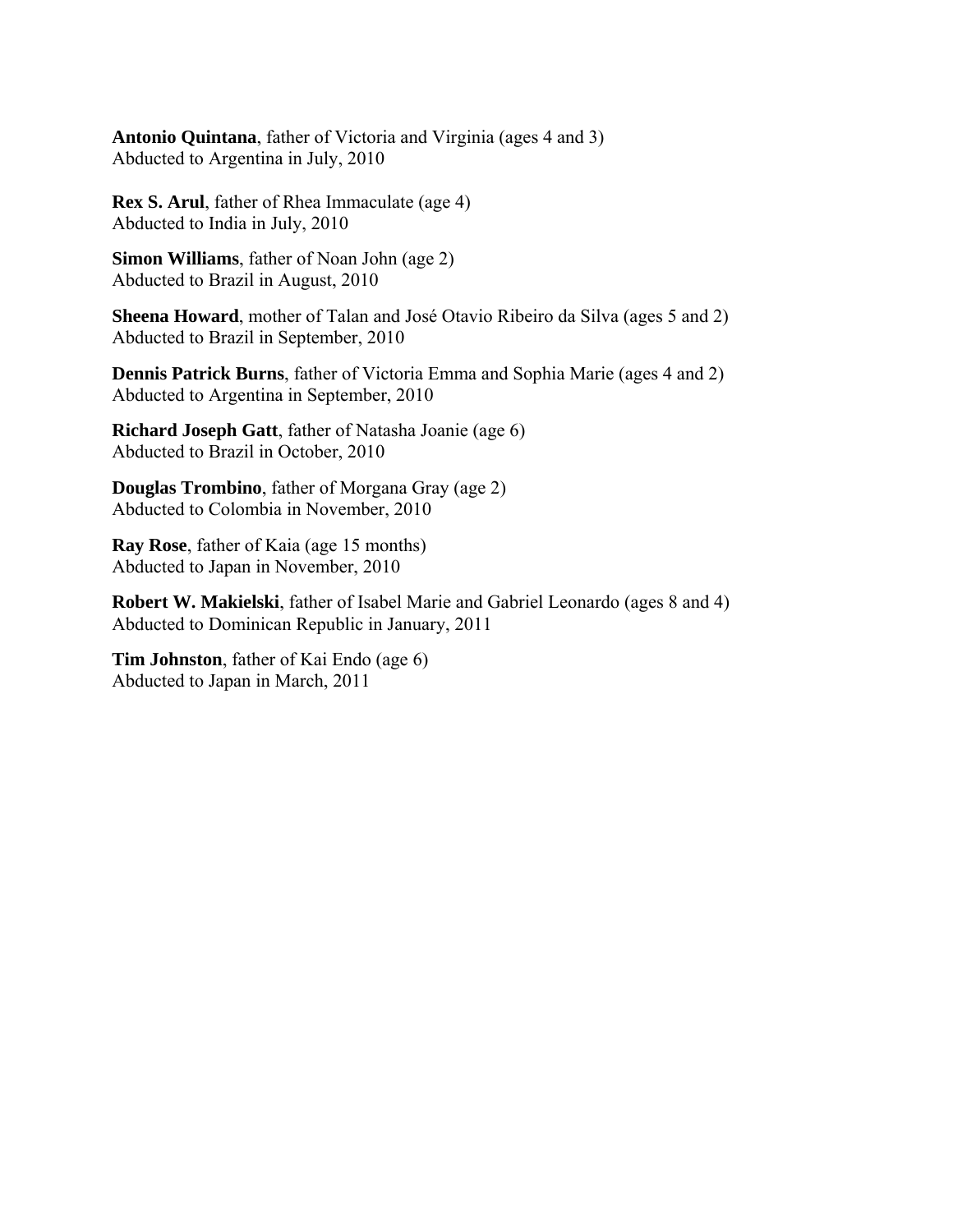**Antonio Quintana**, father of Victoria and Virginia (ages 4 and 3)
Abducted to Argentina in July, 2010

**Rex S. Arul**, father of Rhea Immaculate (age 4)
Abducted to India in July, 2010

**Simon Williams**, father of Noan John (age 2)
Abducted to Brazil in August, 2010

**Sheena Howard**, mother of Talan and José Otavio Ribeiro da Silva (ages 5 and 2)
Abducted to Brazil in September, 2010

**Dennis Patrick Burns**, father of Victoria Emma and Sophia Marie (ages 4 and 2)
Abducted to Argentina in September, 2010

**Richard Joseph Gatt**, father of Natasha Joanie (age 6)
Abducted to Brazil in October, 2010

**Douglas Trombino**, father of Morgana Gray (age 2)
Abducted to Colombia in November, 2010

**Ray Rose**, father of Kaia (age 15 months)
Abducted to Japan in November, 2010

**Robert W. Makielski**, father of Isabel Marie and Gabriel Leonardo (ages 8 and 4)
Abducted to Dominican Republic in January, 2011

**Tim Johnston**, father of Kai Endo (age 6)
Abducted to Japan in March, 2011